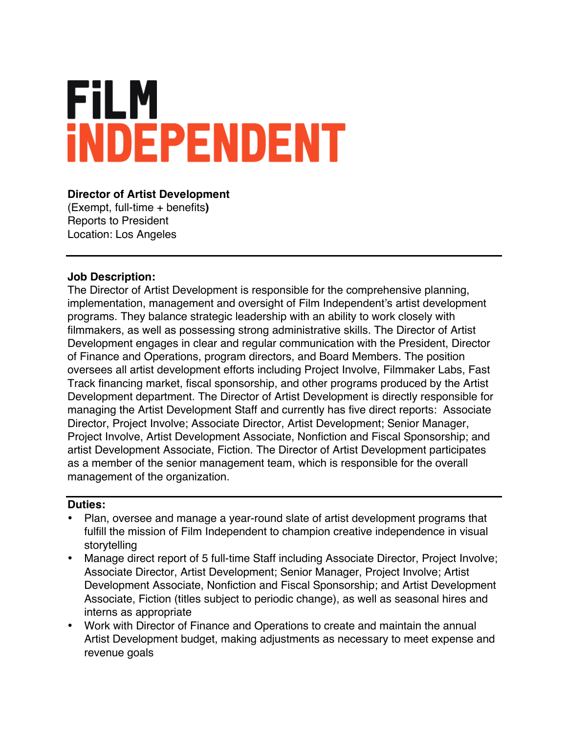# FiLM iNDEPENDENT

**Director of Artist Development**
(Exempt, full-time + benefits**)**
Reports to President
Location: Los Angeles

---

**Job Description:**
The Director of Artist Development is responsible for the comprehensive planning, implementation, management and oversight of Film Independent's artist development programs. They balance strategic leadership with an ability to work closely with filmmakers, as well as possessing strong administrative skills. The Director of Artist Development engages in clear and regular communication with the President, Director of Finance and Operations, program directors, and Board Members. The position oversees all artist development efforts including Project Involve, Filmmaker Labs, Fast Track financing market, fiscal sponsorship, and other programs produced by the Artist Development department. The Director of Artist Development is directly responsible for managing the Artist Development Staff and currently has five direct reports: Associate Director, Project Involve; Associate Director, Artist Development; Senior Manager, Project Involve, Artist Development Associate, Nonfiction and Fiscal Sponsorship; and artist Development Associate, Fiction. The Director of Artist Development participates as a member of the senior management team, which is responsible for the overall management of the organization.

---

**Duties:**

- Plan, oversee and manage a year-round slate of artist development programs that fulfill the mission of Film Independent to champion creative independence in visual storytelling
- Manage direct report of 5 full-time Staff including Associate Director, Project Involve; Associate Director, Artist Development; Senior Manager, Project Involve; Artist Development Associate, Nonfiction and Fiscal Sponsorship; and Artist Development Associate, Fiction (titles subject to periodic change), as well as seasonal hires and interns as appropriate
- Work with Director of Finance and Operations to create and maintain the annual Artist Development budget, making adjustments as necessary to meet expense and revenue goals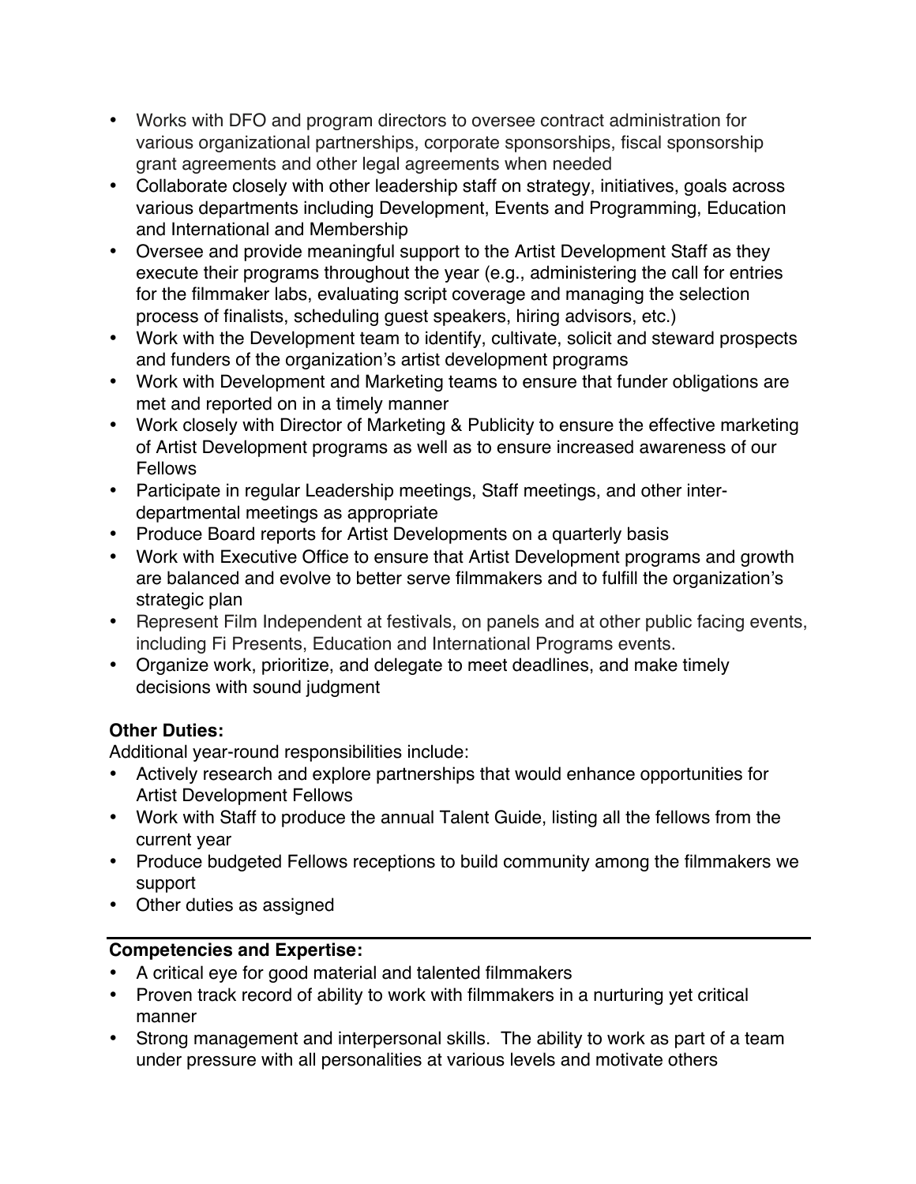- Works with DFO and program directors to oversee contract administration for various organizational partnerships, corporate sponsorships, fiscal sponsorship grant agreements and other legal agreements when needed
- Collaborate closely with other leadership staff on strategy, initiatives, goals across various departments including Development, Events and Programming, Education and International and Membership
- Oversee and provide meaningful support to the Artist Development Staff as they execute their programs throughout the year (e.g., administering the call for entries for the filmmaker labs, evaluating script coverage and managing the selection process of finalists, scheduling guest speakers, hiring advisors, etc.)
- Work with the Development team to identify, cultivate, solicit and steward prospects and funders of the organization's artist development programs
- Work with Development and Marketing teams to ensure that funder obligations are met and reported on in a timely manner
- Work closely with Director of Marketing & Publicity to ensure the effective marketing of Artist Development programs as well as to ensure increased awareness of our Fellows
- Participate in regular Leadership meetings, Staff meetings, and other inter-departmental meetings as appropriate
- Produce Board reports for Artist Developments on a quarterly basis
- Work with Executive Office to ensure that Artist Development programs and growth are balanced and evolve to better serve filmmakers and to fulfill the organization's strategic plan
- Represent Film Independent at festivals, on panels and at other public facing events, including Fi Presents, Education and International Programs events.
- Organize work, prioritize, and delegate to meet deadlines, and make timely decisions with sound judgment

**Other Duties:**
Additional year-round responsibilities include:

- Actively research and explore partnerships that would enhance opportunities for Artist Development Fellows
- Work with Staff to produce the annual Talent Guide, listing all the fellows from the current year
- Produce budgeted Fellows receptions to build community among the filmmakers we support
- Other duties as assigned

**Competencies and Expertise:**

- A critical eye for good material and talented filmmakers
- Proven track record of ability to work with filmmakers in a nurturing yet critical manner
- Strong management and interpersonal skills. The ability to work as part of a team under pressure with all personalities at various levels and motivate others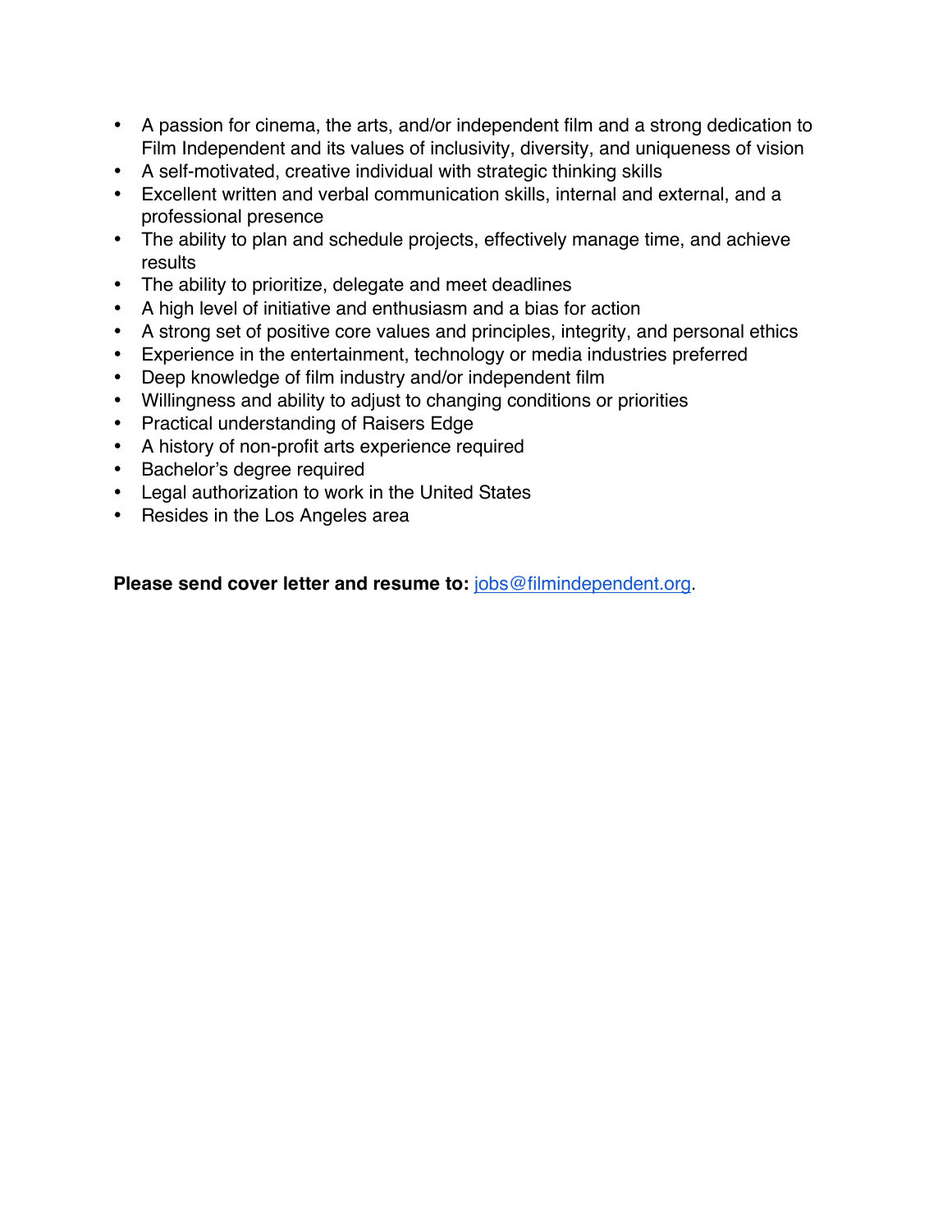- A passion for cinema, the arts, and/or independent film and a strong dedication to Film Independent and its values of inclusivity, diversity, and uniqueness of vision
- A self-motivated, creative individual with strategic thinking skills
- Excellent written and verbal communication skills, internal and external, and a professional presence
- The ability to plan and schedule projects, effectively manage time, and achieve results
- The ability to prioritize, delegate and meet deadlines
- A high level of initiative and enthusiasm and a bias for action
- A strong set of positive core values and principles, integrity, and personal ethics
- Experience in the entertainment, technology or media industries preferred
- Deep knowledge of film industry and/or independent film
- Willingness and ability to adjust to changing conditions or priorities
- Practical understanding of Raisers Edge
- A history of non-profit arts experience required
- Bachelor's degree required
- Legal authorization to work in the United States
- Resides in the Los Angeles area

**Please send cover letter and resume to:** jobs@filmindependent.org.